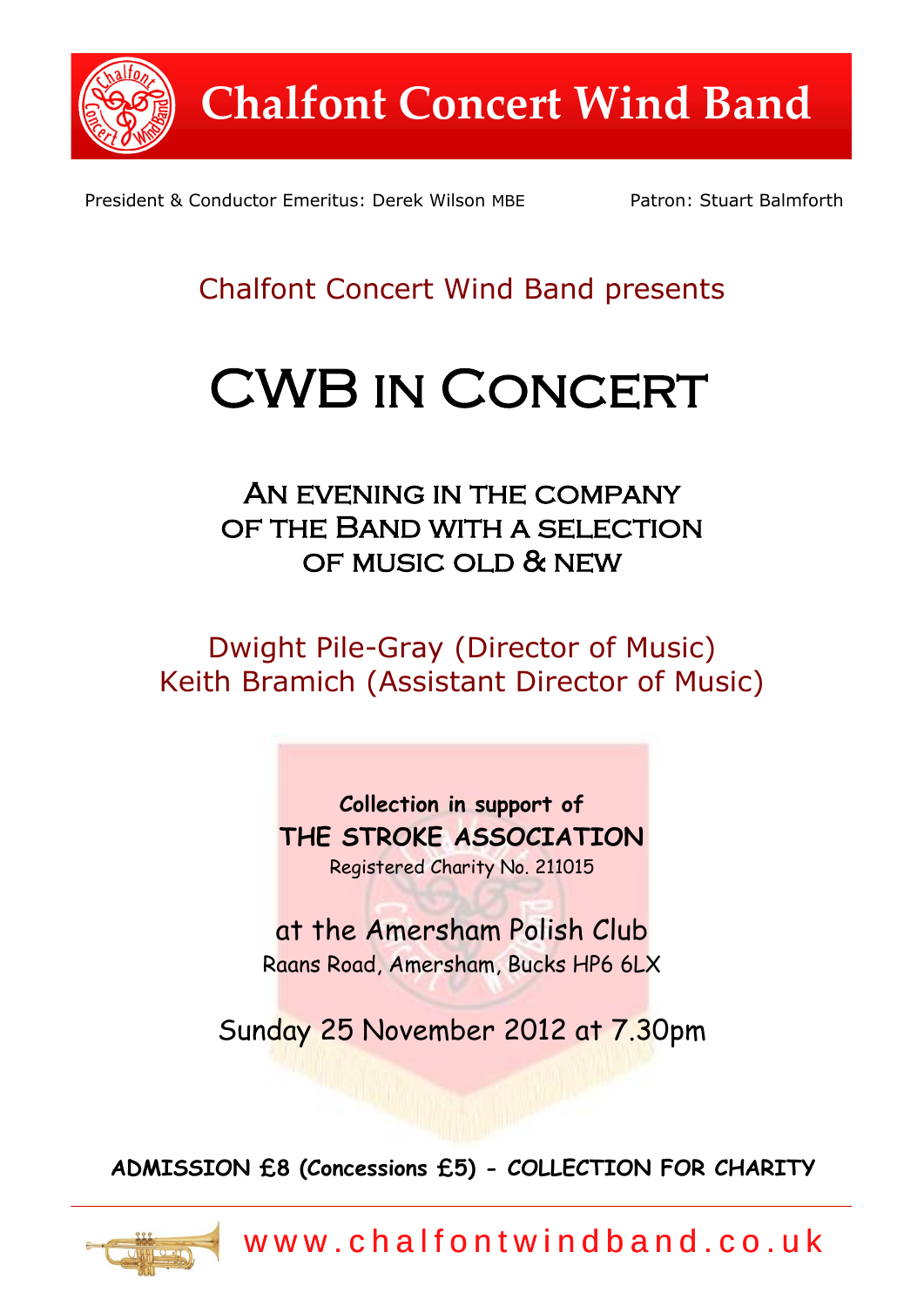# Chalfont Concert Wind Band

President & Conductor Emeritus: Derek Wilson MBE

Patron: Stuart Balmforth

Chalfont Concert Wind Band presents

# CWB in Concert

## An evening in the company of the Band with a selection of music old & new

Dwight Pile-Gray (Director of Music)
Keith Bramich (Assistant Director of Music)

**Collection in support of**
**THE STROKE ASSOCIATION**
Registered Charity No. 211015

at the Amersham Polish Club
Raans Road, Amersham, Bucks HP6 6LX

Sunday 25 November 2012 at 7.30pm

**ADMISSION £8 (Concessions £5) - COLLECTION FOR CHARITY**

www.chalfontwindband.co.uk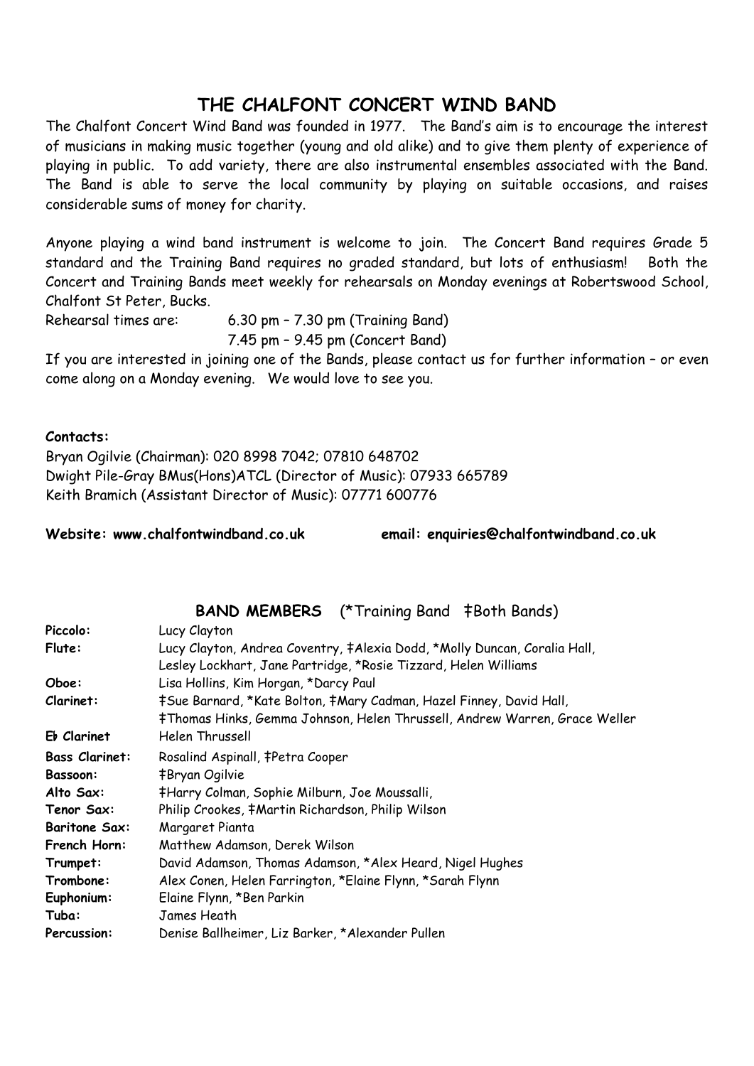# THE CHALFONT CONCERT WIND BAND

The Chalfont Concert Wind Band was founded in 1977. The Band's aim is to encourage the interest of musicians in making music together (young and old alike) and to give them plenty of experience of playing in public. To add variety, there are also instrumental ensembles associated with the Band. The Band is able to serve the local community by playing on suitable occasions, and raises considerable sums of money for charity.

Anyone playing a wind band instrument is welcome to join. The Concert Band requires Grade 5 standard and the Training Band requires no graded standard, but lots of enthusiasm! Both the Concert and Training Bands meet weekly for rehearsals on Monday evenings at Robertswood School, Chalfont St Peter, Bucks.

Rehearsal times are: 6.30 pm – 7.30 pm (Training Band)
7.45 pm – 9.45 pm (Concert Band)

If you are interested in joining one of the Bands, please contact us for further information – or even come along on a Monday evening. We would love to see you.

**Contacts:**

Bryan Ogilvie (Chairman): 020 8998 7042; 07810 648702
Dwight Pile-Gray BMus(Hons)ATCL (Director of Music): 07933 665789
Keith Bramich (Assistant Director of Music): 07771 600776

**Website: www.chalfontwindband.co.uk** **email: enquiries@chalfontwindband.co.uk**

## BAND MEMBERS (*Training Band ‡Both Bands)

| | |
|---|---|
| **Piccolo:** | Lucy Clayton |
| **Flute:** | Lucy Clayton, Andrea Coventry, ‡Alexia Dodd, *Molly Duncan, Coralia Hall, Lesley Lockhart, Jane Partridge, *Rosie Tizzard, Helen Williams |
| **Oboe:** | Lisa Hollins, Kim Horgan, *Darcy Paul |
| **Clarinet:** | ‡Sue Barnard, *Kate Bolton, ‡Mary Cadman, Hazel Finney, David Hall, ‡Thomas Hinks, Gemma Johnson, Helen Thrussell, Andrew Warren, Grace Weller |
| **E♭ Clarinet** | Helen Thrussell |
| **Bass Clarinet:** | Rosalind Aspinall, ‡Petra Cooper |
| **Bassoon:** | ‡Bryan Ogilvie |
| **Alto Sax:** | ‡Harry Colman, Sophie Milburn, Joe Moussalli, |
| **Tenor Sax:** | Philip Crookes, ‡Martin Richardson, Philip Wilson |
| **Baritone Sax:** | Margaret Pianta |
| **French Horn:** | Matthew Adamson, Derek Wilson |
| **Trumpet:** | David Adamson, Thomas Adamson, *Alex Heard, Nigel Hughes |
| **Trombone:** | Alex Conen, Helen Farrington, *Elaine Flynn, *Sarah Flynn |
| **Euphonium:** | Elaine Flynn, *Ben Parkin |
| **Tuba:** | James Heath |
| **Percussion:** | Denise Ballheimer, Liz Barker, *Alexander Pullen |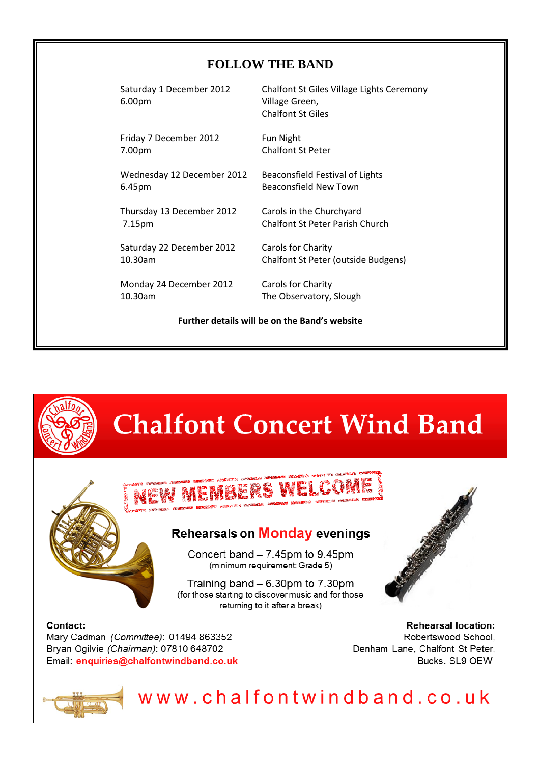## FOLLOW THE BAND

| | |
|---|---|
| Saturday 1 December 2012<br>6.00pm | Chalfont St Giles Village Lights Ceremony<br>Village Green,<br>Chalfont St Giles |
| Friday 7 December 2012<br>7.00pm | Fun Night<br>Chalfont St Peter |
| Wednesday 12 December 2012<br>6.45pm | Beaconsfield Festival of Lights<br>Beaconsfield New Town |
| Thursday 13 December 2012<br>7.15pm | Carols in the Churchyard<br>Chalfont St Peter Parish Church |
| Saturday 22 December 2012<br>10.30am | Carols for Charity<br>Chalfont St Peter (outside Budgens) |
| Monday 24 December 2012<br>10.30am | Carols for Charity<br>The Observatory, Slough |

**Further details will be on the Band's website**

# Chalfont Concert Wind Band

**NEW MEMBERS WELCOME**

### Rehearsals on Monday evenings

Concert band – 7.45pm to 9.45pm
(minimum requirement: Grade 5)

Training band – 6.30pm to 7.30pm
(for those starting to discover music and for those returning to it after a break)

**Contact:**
Mary Cadman *(Committee)*: 01494 863352
Bryan Ogilvie *(Chairman)*: 07810 648702
Email: **enquiries@chalfontwindband.co.uk**

**Rehearsal location:**
Robertswood School,
Denham Lane, Chalfont St Peter,
Bucks. SL9 OEW

www.chalfontwindband.co.uk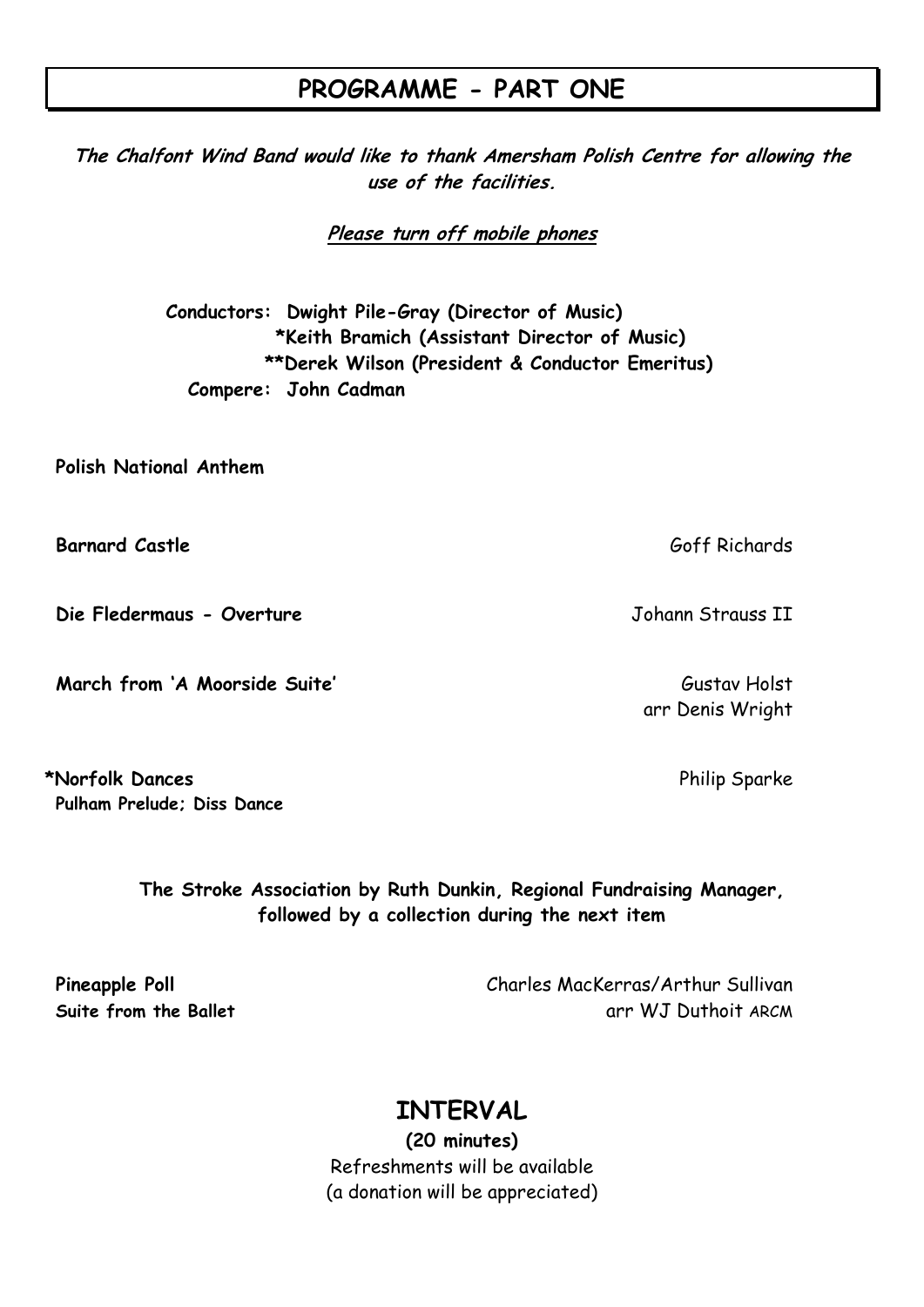# PROGRAMME - PART ONE

***The Chalfont Wind Band would like to thank Amersham Polish Centre for allowing the use of the facilities.***

***Please turn off mobile phones***

**Conductors: Dwight Pile-Gray (Director of Music)**
**\*Keith Bramich (Assistant Director of Music)**
**\*\*Derek Wilson (President & Conductor Emeritus)**
**Compere: John Cadman**

**Polish National Anthem**

**Barnard Castle** — Goff Richards

**Die Fledermaus - Overture** — Johann Strauss II

**March from 'A Moorside Suite'** — Gustav Holst, arr Denis Wright

**\*Norfolk Dances** — Philip Sparke
**Pulham Prelude; Diss Dance**

**The Stroke Association by Ruth Dunkin, Regional Fundraising Manager, followed by a collection during the next item**

**Pineapple Poll** — Charles MacKerras/Arthur Sullivan
**Suite from the Ballet** — arr WJ Duthoit ARCM

## INTERVAL

**(20 minutes)**

Refreshments will be available
(a donation will be appreciated)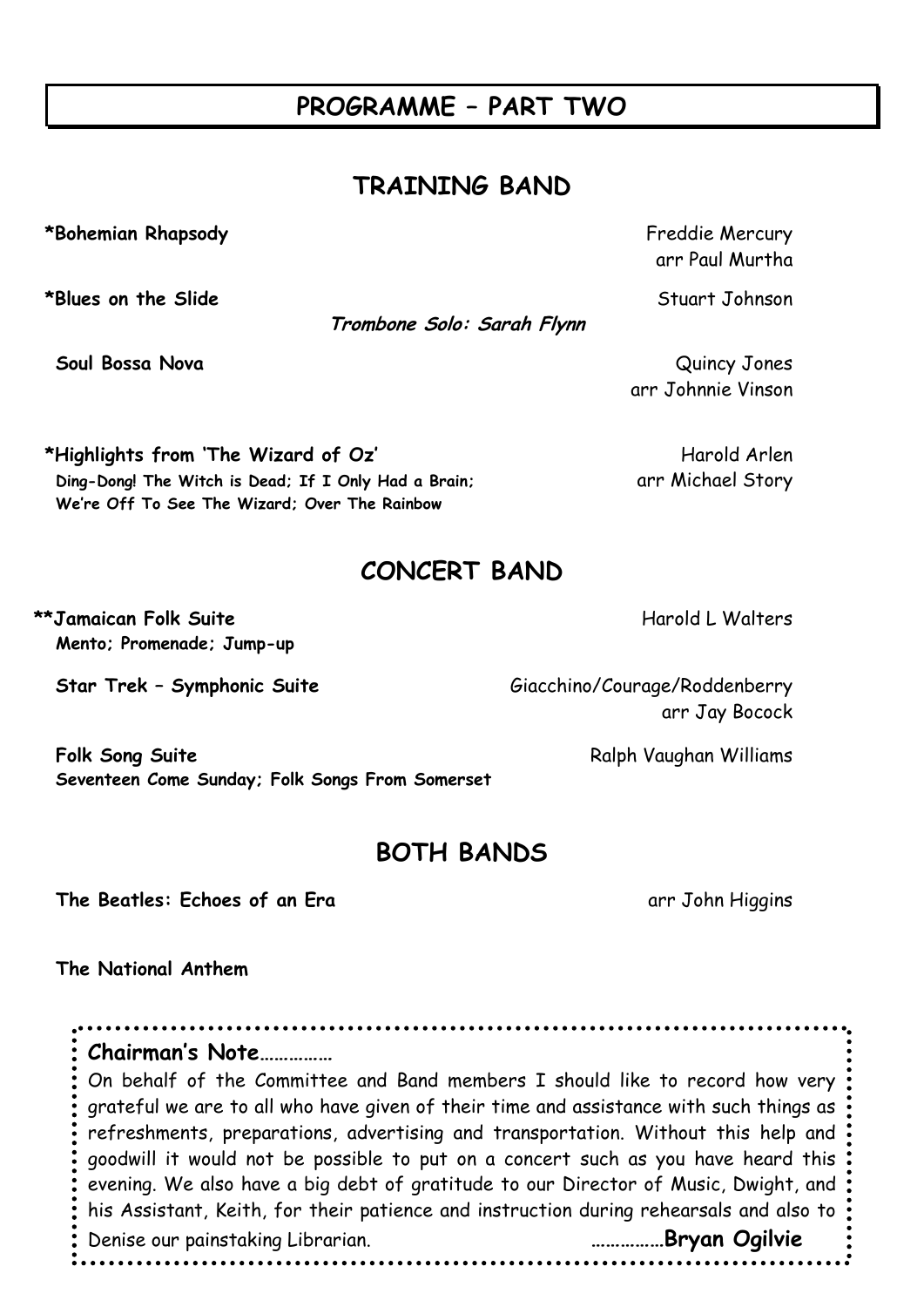# PROGRAMME – PART TWO

## TRAINING BAND

**\*Bohemian Rhapsody** — Freddie Mercury, arr Paul Murtha

**\*Blues on the Slide** — Stuart Johnson

*Trombone Solo: Sarah Flynn*

**Soul Bossa Nova** — Quincy Jones, arr Johnnie Vinson

**\*Highlights from 'The Wizard of Oz'** — Harold Arlen, arr Michael Story
**Ding-Dong! The Witch is Dead; If I Only Had a Brain; We're Off To See The Wizard; Over The Rainbow**

## CONCERT BAND

**\*\*Jamaican Folk Suite** — Harold L Walters
**Mento; Promenade; Jump-up**

**Star Trek – Symphonic Suite** — Giacchino/Courage/Roddenberry, arr Jay Bocock

**Folk Song Suite** — Ralph Vaughan Williams
**Seventeen Come Sunday; Folk Songs From Somerset**

## BOTH BANDS

**The Beatles: Echoes of an Era** — arr John Higgins

**The National Anthem**

---

**Chairman's Note……………**

On behalf of the Committee and Band members I should like to record how very grateful we are to all who have given of their time and assistance with such things as refreshments, preparations, advertising and transportation. Without this help and goodwill it would not be possible to put on a concert such as you have heard this evening. We also have a big debt of gratitude to our Director of Music, Dwight, and his Assistant, Keith, for their patience and instruction during rehearsals and also to Denise our painstaking Librarian.

……………**Bryan Ogilvie**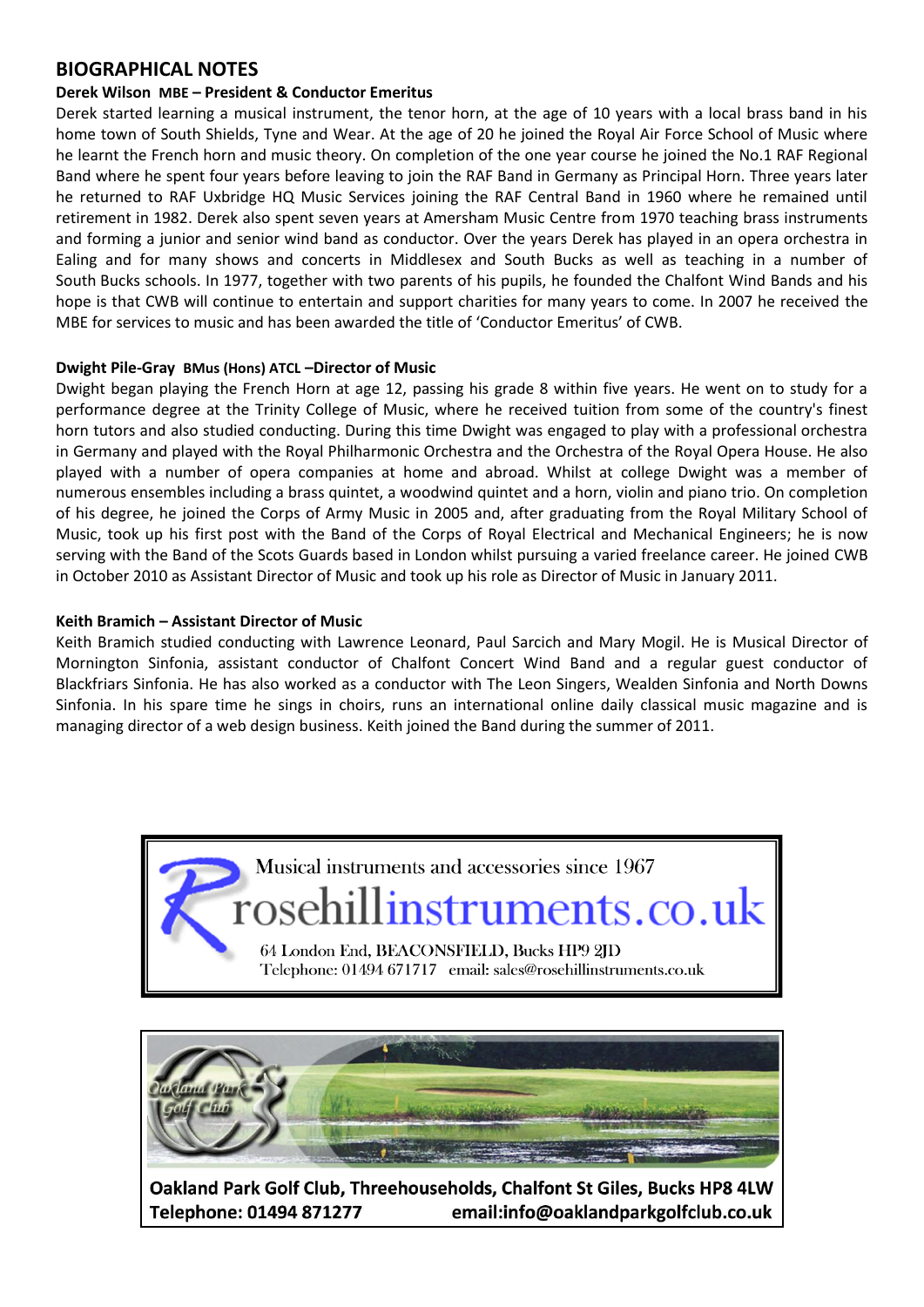## BIOGRAPHICAL NOTES

**Derek Wilson MBE – President & Conductor Emeritus**

Derek started learning a musical instrument, the tenor horn, at the age of 10 years with a local brass band in his home town of South Shields, Tyne and Wear. At the age of 20 he joined the Royal Air Force School of Music where he learnt the French horn and music theory. On completion of the one year course he joined the No.1 RAF Regional Band where he spent four years before leaving to join the RAF Band in Germany as Principal Horn. Three years later he returned to RAF Uxbridge HQ Music Services joining the RAF Central Band in 1960 where he remained until retirement in 1982. Derek also spent seven years at Amersham Music Centre from 1970 teaching brass instruments and forming a junior and senior wind band as conductor. Over the years Derek has played in an opera orchestra in Ealing and for many shows and concerts in Middlesex and South Bucks as well as teaching in a number of South Bucks schools. In 1977, together with two parents of his pupils, he founded the Chalfont Wind Bands and his hope is that CWB will continue to entertain and support charities for many years to come. In 2007 he received the MBE for services to music and has been awarded the title of 'Conductor Emeritus' of CWB.

**Dwight Pile-Gray BMus (Hons) ATCL –Director of Music**

Dwight began playing the French Horn at age 12, passing his grade 8 within five years. He went on to study for a performance degree at the Trinity College of Music, where he received tuition from some of the country's finest horn tutors and also studied conducting. During this time Dwight was engaged to play with a professional orchestra in Germany and played with the Royal Philharmonic Orchestra and the Orchestra of the Royal Opera House. He also played with a number of opera companies at home and abroad. Whilst at college Dwight was a member of numerous ensembles including a brass quintet, a woodwind quintet and a horn, violin and piano trio. On completion of his degree, he joined the Corps of Army Music in 2005 and, after graduating from the Royal Military School of Music, took up his first post with the Band of the Corps of Royal Electrical and Mechanical Engineers; he is now serving with the Band of the Scots Guards based in London whilst pursuing a varied freelance career. He joined CWB in October 2010 as Assistant Director of Music and took up his role as Director of Music in January 2011.

**Keith Bramich – Assistant Director of Music**

Keith Bramich studied conducting with Lawrence Leonard, Paul Sarcich and Mary Mogil. He is Musical Director of Mornington Sinfonia, assistant conductor of Chalfont Concert Wind Band and a regular guest conductor of Blackfriars Sinfonia. He has also worked as a conductor with The Leon Singers, Wealden Sinfonia and North Downs Sinfonia. In his spare time he sings in choirs, runs an international online daily classical music magazine and is managing director of a web design business. Keith joined the Band during the summer of 2011.

Musical instruments and accessories since 1967

rosehillinstruments.co.uk

64 London End, BEACONSFIELD, Bucks HP9 2JD
Telephone: 01494 671717 email: sales@rosehillinstruments.co.uk

Oakland Park Golf Club

Oakland Park Golf Club, Threehouseholds, Chalfont St Giles, Bucks HP8 4LW
Telephone: 01494 871277 email:info@oaklandparkgolfclub.co.uk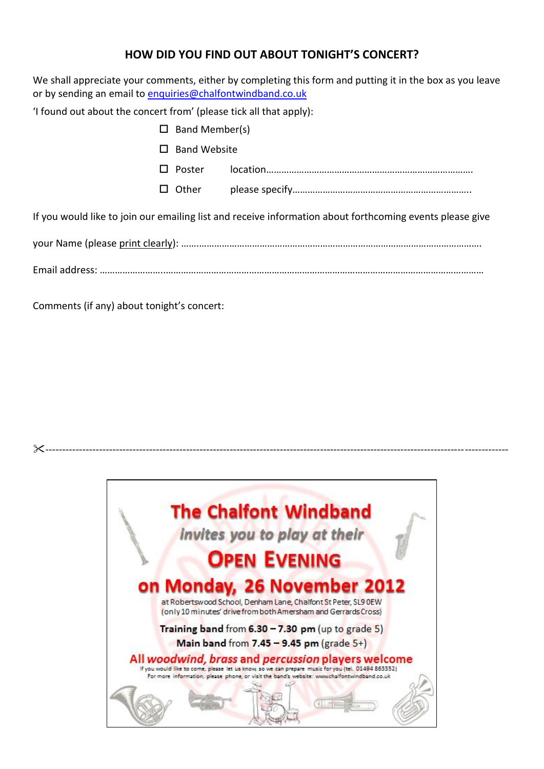## HOW DID YOU FIND OUT ABOUT TONIGHT'S CONCERT?

We shall appreciate your comments, either by completing this form and putting it in the box as you leave or by sending an email to enquiries@chalfontwindband.co.uk

'I found out about the concert from' (please tick all that apply):

- ☐ Band Member(s)
- ☐ Band Website
- ☐ Poster location……………………………………………………………………….
- ☐ Other please specify…………………………………………………………….

If you would like to join our emailing list and receive information about forthcoming events please give

your Name (please print clearly): ……………………………………………………………………………………………………….

Email address: ………………………………………………………………………………………………………………………………

Comments (if any) about tonight's concert:

✂------------------------------------------------------------------------------------------------------------------------------------

# The Chalfont Windband

*invites you to play at their*

## OPEN EVENING

## on Monday, 26 November 2012

at Robertswood School, Denham Lane, Chalfont St Peter, SL9 0EW
(only 10 minutes' drive from both Amersham and Gerrards Cross)

**Training band** from **6.30 – 7.30 pm** (up to grade 5)

**Main band** from **7.45 – 9.45 pm** (grade 5+)

**All *woodwind*, *brass* and *percussion* players welcome**

If you would like to come, please let us know, so we can prepare music for you (tel. 01494 863352)
For more information, please phone, or visit the band's website: www.chalfontwindband.co.uk